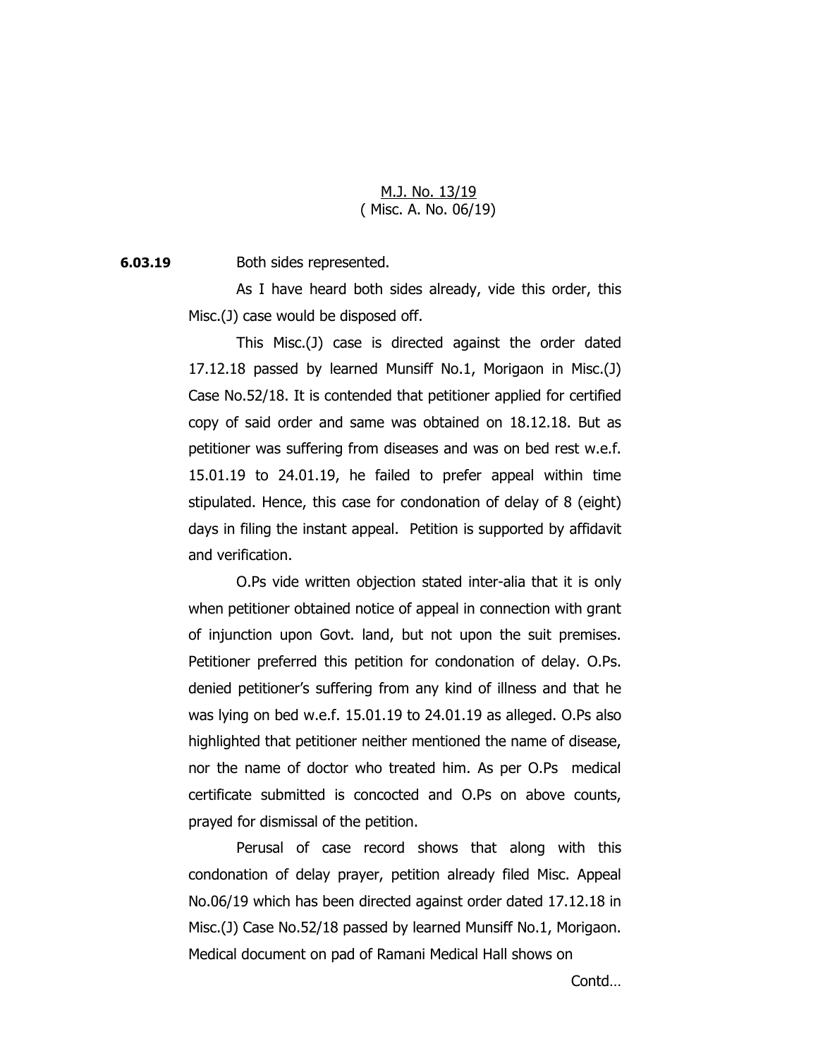<u>M.J. No. 13/19</u>
( Misc. A. No. 06/19)

**6.03.19** Both sides represented.

As I have heard both sides already, vide this order, this Misc.(J) case would be disposed off.

This Misc.(J) case is directed against the order dated 17.12.18 passed by learned Munsiff No.1, Morigaon in Misc.(J) Case No.52/18. It is contended that petitioner applied for certified copy of said order and same was obtained on 18.12.18. But as petitioner was suffering from diseases and was on bed rest w.e.f. 15.01.19 to 24.01.19, he failed to prefer appeal within time stipulated. Hence, this case for condonation of delay of 8 (eight) days in filing the instant appeal. Petition is supported by affidavit and verification.

O.Ps vide written objection stated inter-alia that it is only when petitioner obtained notice of appeal in connection with grant of injunction upon Govt. land, but not upon the suit premises. Petitioner preferred this petition for condonation of delay. O.Ps. denied petitioner's suffering from any kind of illness and that he was lying on bed w.e.f. 15.01.19 to 24.01.19 as alleged. O.Ps also highlighted that petitioner neither mentioned the name of disease, nor the name of doctor who treated him. As per O.Ps medical certificate submitted is concocted and O.Ps on above counts, prayed for dismissal of the petition.

Perusal of case record shows that along with this condonation of delay prayer, petition already filed Misc. Appeal No.06/19 which has been directed against order dated 17.12.18 in Misc.(J) Case No.52/18 passed by learned Munsiff No.1, Morigaon. Medical document on pad of Ramani Medical Hall shows on

Contd…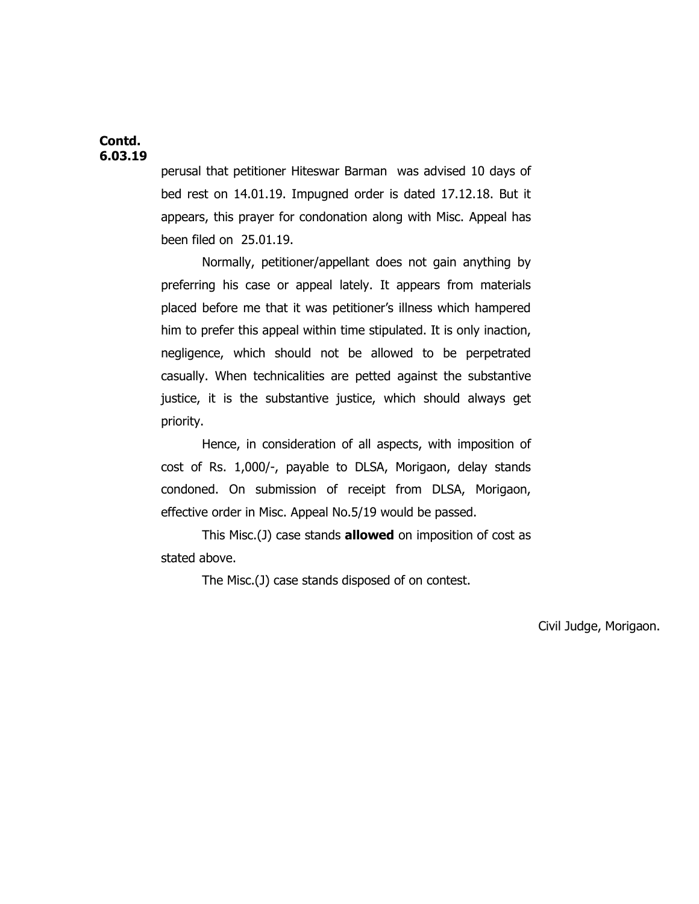**Contd.**
**6.03.19**

perusal that petitioner Hiteswar Barman was advised 10 days of bed rest on 14.01.19. Impugned order is dated 17.12.18. But it appears, this prayer for condonation along with Misc. Appeal has been filed on 25.01.19.

Normally, petitioner/appellant does not gain anything by preferring his case or appeal lately. It appears from materials placed before me that it was petitioner's illness which hampered him to prefer this appeal within time stipulated. It is only inaction, negligence, which should not be allowed to be perpetrated casually. When technicalities are petted against the substantive justice, it is the substantive justice, which should always get priority.

Hence, in consideration of all aspects, with imposition of cost of Rs. 1,000/-, payable to DLSA, Morigaon, delay stands condoned. On submission of receipt from DLSA, Morigaon, effective order in Misc. Appeal No.5/19 would be passed.

This Misc.(J) case stands **allowed** on imposition of cost as stated above.

The Misc.(J) case stands disposed of on contest.

Civil Judge, Morigaon.